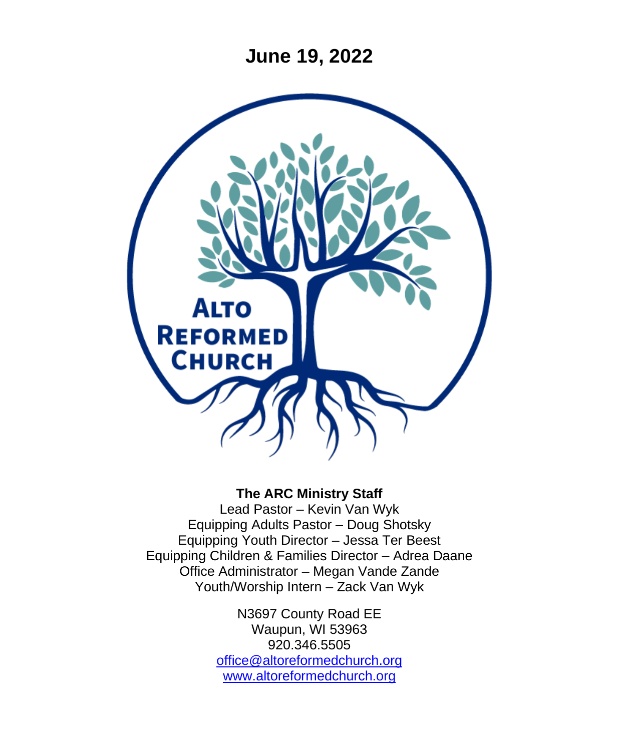# June 19, 2022

ALTO REFORMED CHURCH

**The ARC Ministry Staff**

Lead Pastor – Kevin Van Wyk
Equipping Adults Pastor – Doug Shotsky
Equipping Youth Director – Jessa Ter Beest
Equipping Children & Families Director – Adrea Daane
Office Administrator – Megan Vande Zande
Youth/Worship Intern – Zack Van Wyk

N3697 County Road EE
Waupun, WI 53963
920.346.5505
office@altoreformedchurch.org
www.altoreformedchurch.org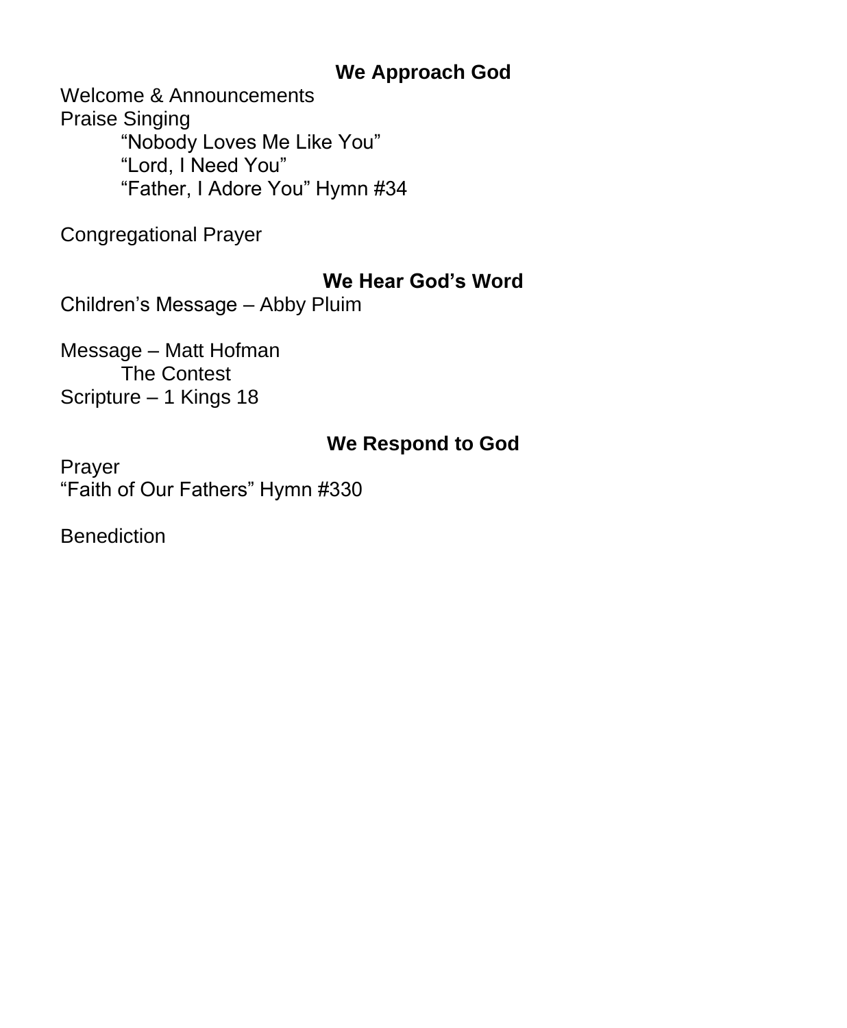## We Approach God

Welcome & Announcements
Praise Singing
  “Nobody Loves Me Like You”
  “Lord, I Need You”
  “Father, I Adore You” Hymn #34

Congregational Prayer

## We Hear God’s Word

Children’s Message – Abby Pluim

Message – Matt Hofman
  The Contest
Scripture – 1 Kings 18

## We Respond to God

Prayer
“Faith of Our Fathers” Hymn #330

Benediction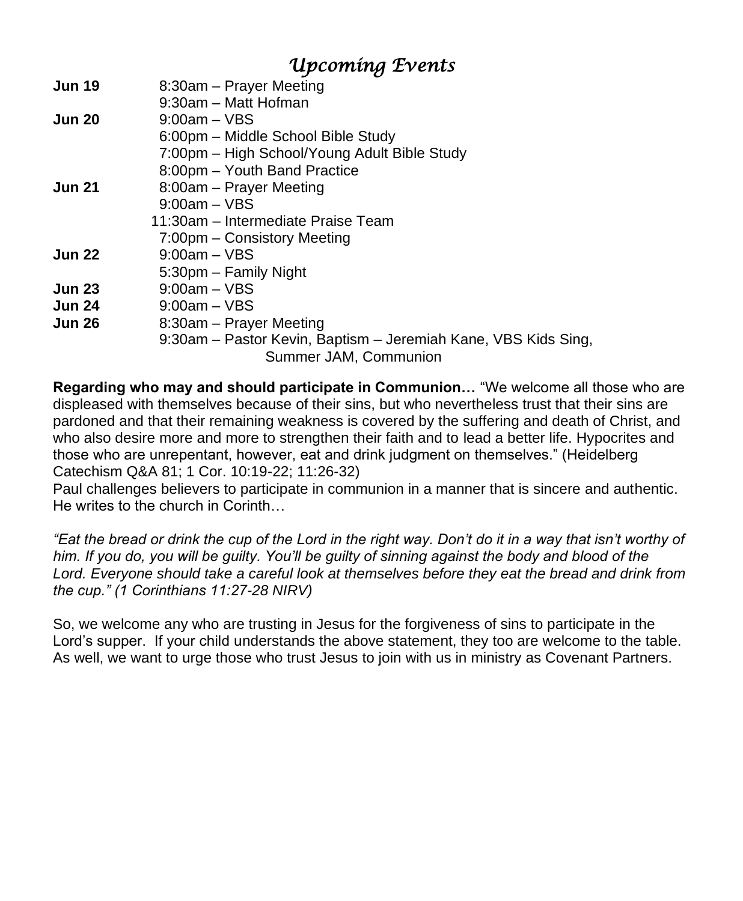# *Upcoming Events*

| | |
|---|---|
| **Jun 19** | 8:30am – Prayer Meeting |
| | 9:30am – Matt Hofman |
| **Jun 20** | 9:00am – VBS |
| | 6:00pm – Middle School Bible Study |
| | 7:00pm – High School/Young Adult Bible Study |
| | 8:00pm – Youth Band Practice |
| **Jun 21** | 8:00am – Prayer Meeting |
| | 9:00am – VBS |
| | 11:30am – Intermediate Praise Team |
| | 7:00pm – Consistory Meeting |
| **Jun 22** | 9:00am – VBS |
| | 5:30pm – Family Night |
| **Jun 23** | 9:00am – VBS |
| **Jun 24** | 9:00am – VBS |
| **Jun 26** | 8:30am – Prayer Meeting |
| | 9:30am – Pastor Kevin, Baptism – Jeremiah Kane, VBS Kids Sing, Summer JAM, Communion |

**Regarding who may and should participate in Communion…** "We welcome all those who are displeased with themselves because of their sins, but who nevertheless trust that their sins are pardoned and that their remaining weakness is covered by the suffering and death of Christ, and who also desire more and more to strengthen their faith and to lead a better life. Hypocrites and those who are unrepentant, however, eat and drink judgment on themselves." (Heidelberg Catechism Q&A 81; 1 Cor. 10:19-22; 11:26-32)
Paul challenges believers to participate in communion in a manner that is sincere and authentic. He writes to the church in Corinth…

*"Eat the bread or drink the cup of the Lord in the right way. Don't do it in a way that isn't worthy of him. If you do, you will be guilty. You'll be guilty of sinning against the body and blood of the Lord. Everyone should take a careful look at themselves before they eat the bread and drink from the cup." (1 Corinthians 11:27-28 NIRV)*

So, we welcome any who are trusting in Jesus for the forgiveness of sins to participate in the Lord's supper. If your child understands the above statement, they too are welcome to the table. As well, we want to urge those who trust Jesus to join with us in ministry as Covenant Partners.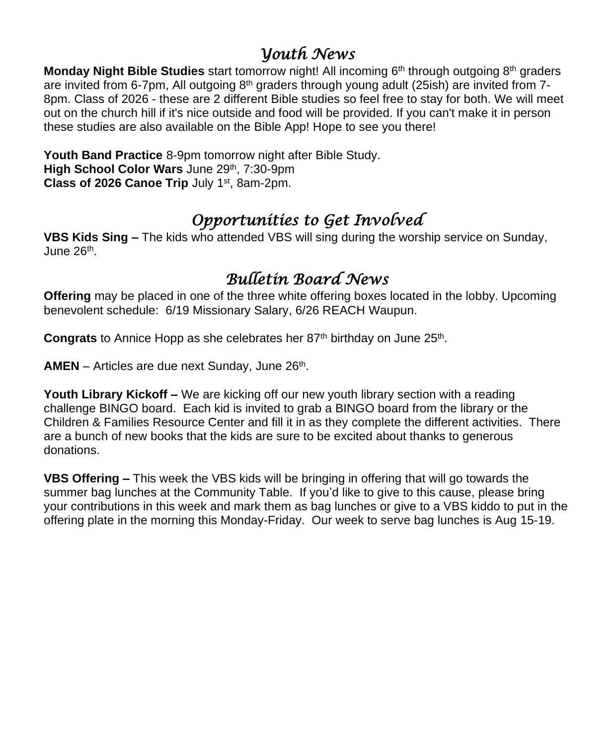## *Youth News*

**Monday Night Bible Studies** start tomorrow night! All incoming 6th through outgoing 8th graders are invited from 6-7pm, All outgoing 8th graders through young adult (25ish) are invited from 7-8pm. Class of 2026 - these are 2 different Bible studies so feel free to stay for both. We will meet out on the church hill if it's nice outside and food will be provided. If you can't make it in person these studies are also available on the Bible App! Hope to see you there!

**Youth Band Practice** 8-9pm tomorrow night after Bible Study.
**High School Color Wars** June 29th, 7:30-9pm
**Class of 2026 Canoe Trip** July 1st, 8am-2pm.

## *Opportunities to Get Involved*

**VBS Kids Sing –** The kids who attended VBS will sing during the worship service on Sunday, June 26th.

## *Bulletin Board News*

**Offering** may be placed in one of the three white offering boxes located in the lobby. Upcoming benevolent schedule: 6/19 Missionary Salary, 6/26 REACH Waupun.

**Congrats** to Annice Hopp as she celebrates her 87th birthday on June 25th.

**AMEN** – Articles are due next Sunday, June 26th.

**Youth Library Kickoff –** We are kicking off our new youth library section with a reading challenge BINGO board. Each kid is invited to grab a BINGO board from the library or the Children & Families Resource Center and fill it in as they complete the different activities. There are a bunch of new books that the kids are sure to be excited about thanks to generous donations.

**VBS Offering –** This week the VBS kids will be bringing in offering that will go towards the summer bag lunches at the Community Table. If you'd like to give to this cause, please bring your contributions in this week and mark them as bag lunches or give to a VBS kiddo to put in the offering plate in the morning this Monday-Friday. Our week to serve bag lunches is Aug 15-19.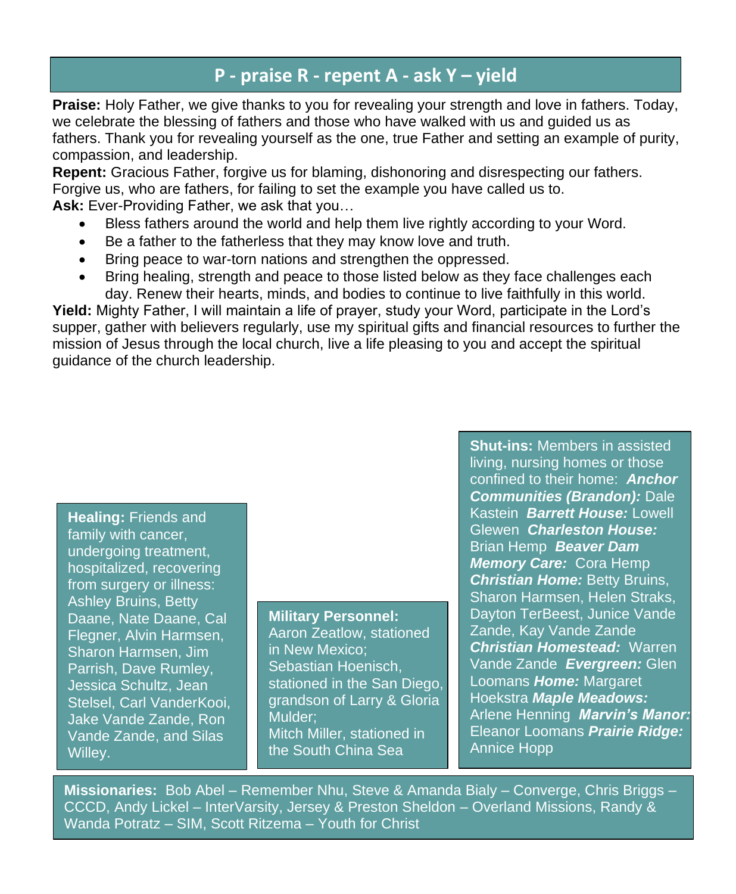## P - praise R - repent A - ask Y – yield

**Praise:** Holy Father, we give thanks to you for revealing your strength and love in fathers. Today, we celebrate the blessing of fathers and those who have walked with us and guided us as fathers. Thank you for revealing yourself as the one, true Father and setting an example of purity, compassion, and leadership.

**Repent:** Gracious Father, forgive us for blaming, dishonoring and disrespecting our fathers. Forgive us, who are fathers, for failing to set the example you have called us to.

**Ask:** Ever-Providing Father, we ask that you…

- Bless fathers around the world and help them live rightly according to your Word.
- Be a father to the fatherless that they may know love and truth.
- Bring peace to war-torn nations and strengthen the oppressed.
- Bring healing, strength and peace to those listed below as they face challenges each day. Renew their hearts, minds, and bodies to continue to live faithfully in this world.

**Yield:** Mighty Father, I will maintain a life of prayer, study your Word, participate in the Lord's supper, gather with believers regularly, use my spiritual gifts and financial resources to further the mission of Jesus through the local church, live a life pleasing to you and accept the spiritual guidance of the church leadership.

**Healing:** Friends and family with cancer, undergoing treatment, hospitalized, recovering from surgery or illness: Ashley Bruins, Betty Daane, Nate Daane, Cal Flegner, Alvin Harmsen, Sharon Harmsen, Jim Parrish, Dave Rumley, Jessica Schultz, Jean Stelsel, Carl VanderKooi, Jake Vande Zande, Ron Vande Zande, and Silas Willey.

**Military Personnel:** Aaron Zeatlow, stationed in New Mexico; Sebastian Hoenisch, stationed in the San Diego, grandson of Larry & Gloria Mulder; Mitch Miller, stationed in the South China Sea

**Shut-ins:** Members in assisted living, nursing homes or those confined to their home: ***Anchor Communities (Brandon):*** Dale Kastein ***Barrett House:*** Lowell Glewen ***Charleston House:*** Brian Hemp ***Beaver Dam Memory Care:*** Cora Hemp ***Christian Home:*** Betty Bruins, Sharon Harmsen, Helen Straks, Dayton TerBeest, Junice Vande Zande, Kay Vande Zande ***Christian Homestead:*** Warren Vande Zande ***Evergreen:*** Glen Loomans ***Home:*** Margaret Hoekstra ***Maple Meadows:*** Arlene Henning ***Marvin's Manor:*** Eleanor Loomans ***Prairie Ridge:*** Annice Hopp

**Missionaries:** Bob Abel – Remember Nhu, Steve & Amanda Bialy – Converge, Chris Briggs – CCCD, Andy Lickel – InterVarsity, Jersey & Preston Sheldon – Overland Missions, Randy & Wanda Potratz – SIM, Scott Ritzema – Youth for Christ